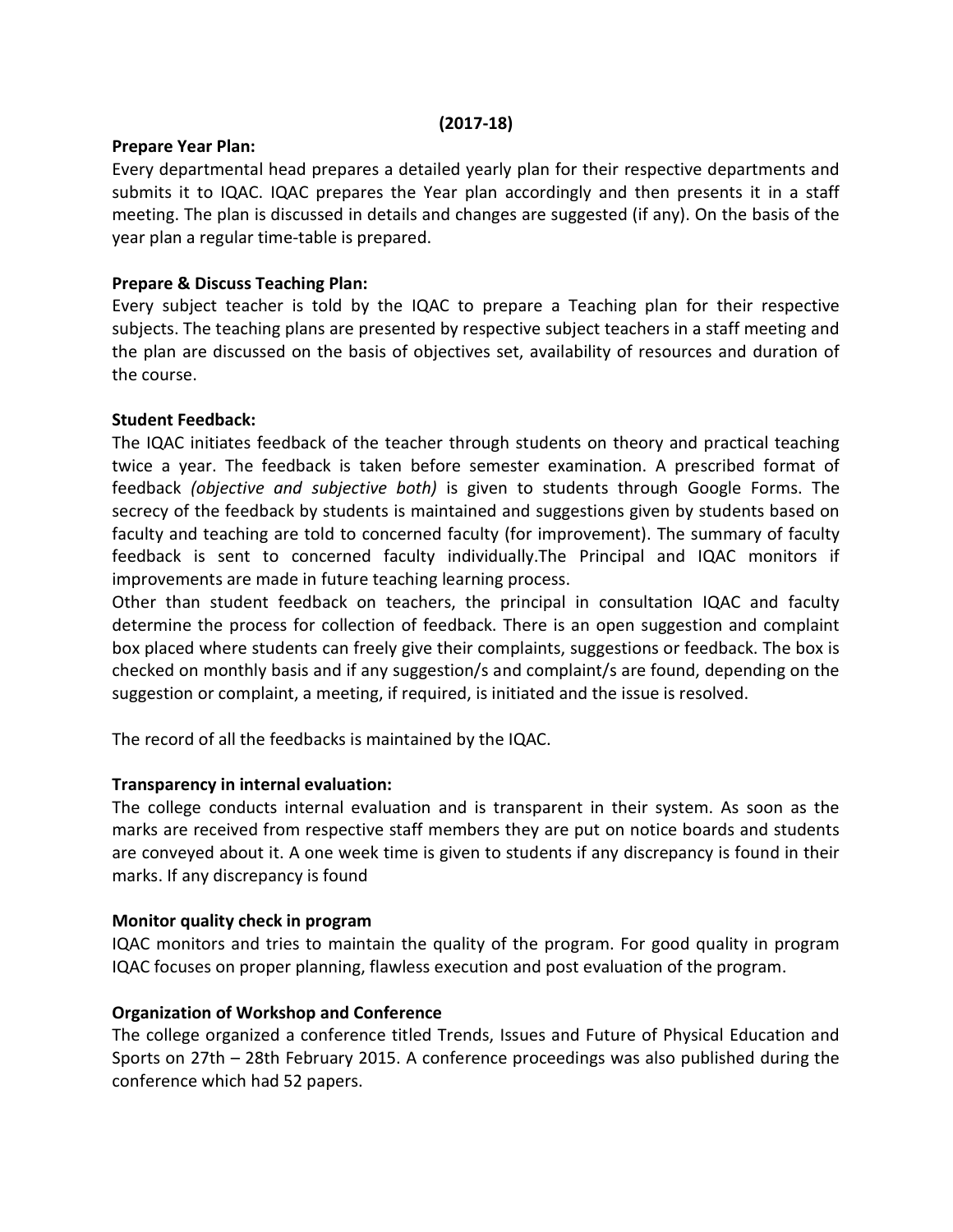**(2017-18)**

**Prepare Year Plan:**

Every departmental head prepares a detailed yearly plan for their respective departments and submits it to IQAC. IQAC prepares the Year plan accordingly and then presents it in a staff meeting. The plan is discussed in details and changes are suggested (if any). On the basis of the year plan a regular time-table is prepared.

**Prepare & Discuss Teaching Plan:**

Every subject teacher is told by the IQAC to prepare a Teaching plan for their respective subjects. The teaching plans are presented by respective subject teachers in a staff meeting and the plan are discussed on the basis of objectives set, availability of resources and duration of the course.

**Student Feedback:**

The IQAC initiates feedback of the teacher through students on theory and practical teaching twice a year. The feedback is taken before semester examination. A prescribed format of feedback *(objective and subjective both)* is given to students through Google Forms. The secrecy of the feedback by students is maintained and suggestions given by students based on faculty and teaching are told to concerned faculty (for improvement). The summary of faculty feedback is sent to concerned faculty individually.The Principal and IQAC monitors if improvements are made in future teaching learning process.

Other than student feedback on teachers, the principal in consultation IQAC and faculty determine the process for collection of feedback. There is an open suggestion and complaint box placed where students can freely give their complaints, suggestions or feedback. The box is checked on monthly basis and if any suggestion/s and complaint/s are found, depending on the suggestion or complaint, a meeting, if required, is initiated and the issue is resolved.

The record of all the feedbacks is maintained by the IQAC.

**Transparency in internal evaluation:**

The college conducts internal evaluation and is transparent in their system. As soon as the marks are received from respective staff members they are put on notice boards and students are conveyed about it. A one week time is given to students if any discrepancy is found in their marks. If any discrepancy is found

**Monitor quality check in program**

IQAC monitors and tries to maintain the quality of the program. For good quality in program IQAC focuses on proper planning, flawless execution and post evaluation of the program.

**Organization of Workshop and Conference**

The college organized a conference titled Trends, Issues and Future of Physical Education and Sports on 27th – 28th February 2015. A conference proceedings was also published during the conference which had 52 papers.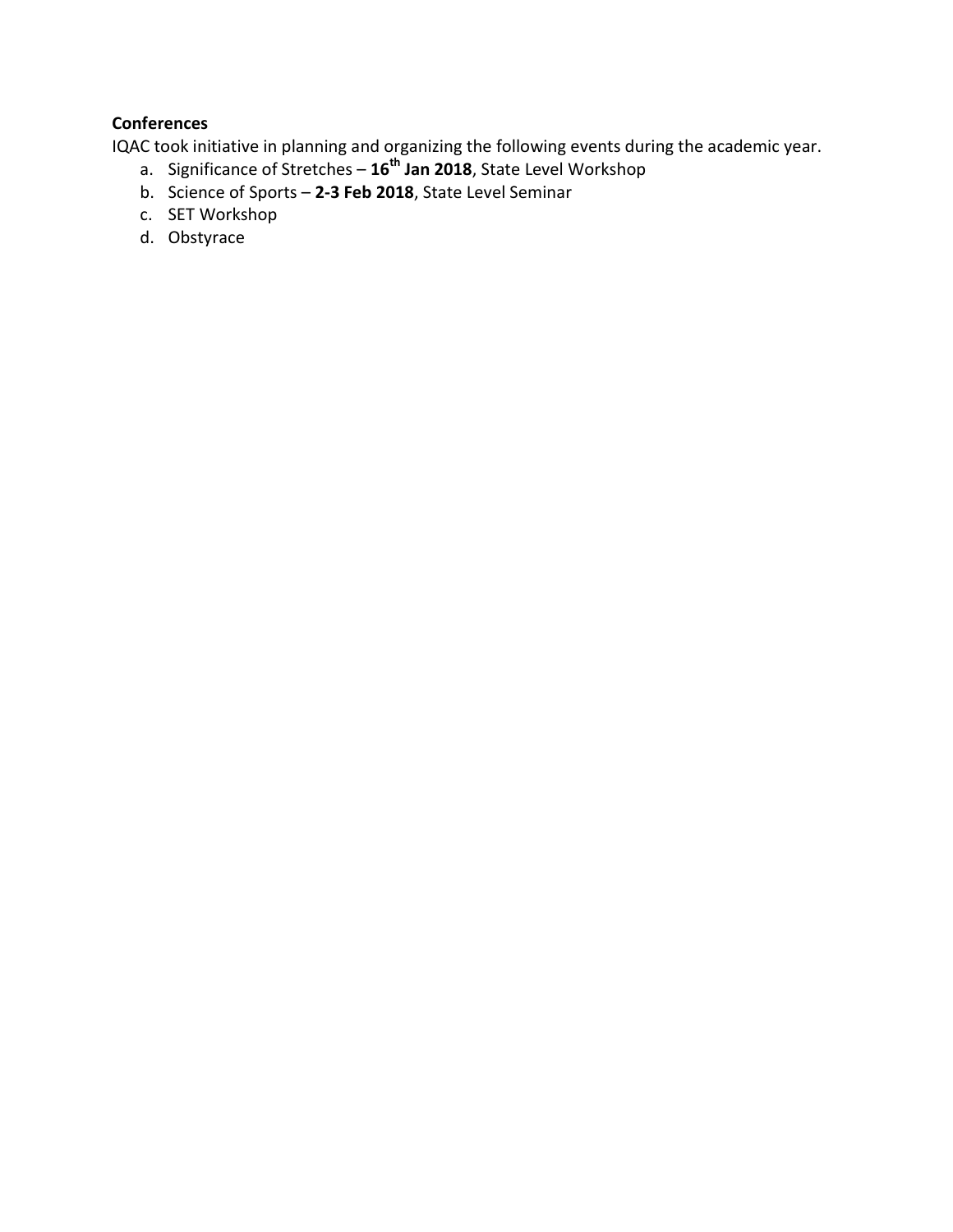**Conferences**

IQAC took initiative in planning and organizing the following events during the academic year.

a. Significance of Stretches – **16th Jan 2018**, State Level Workshop
b. Science of Sports – **2-3 Feb 2018**, State Level Seminar
c. SET Workshop
d. Obstyrace